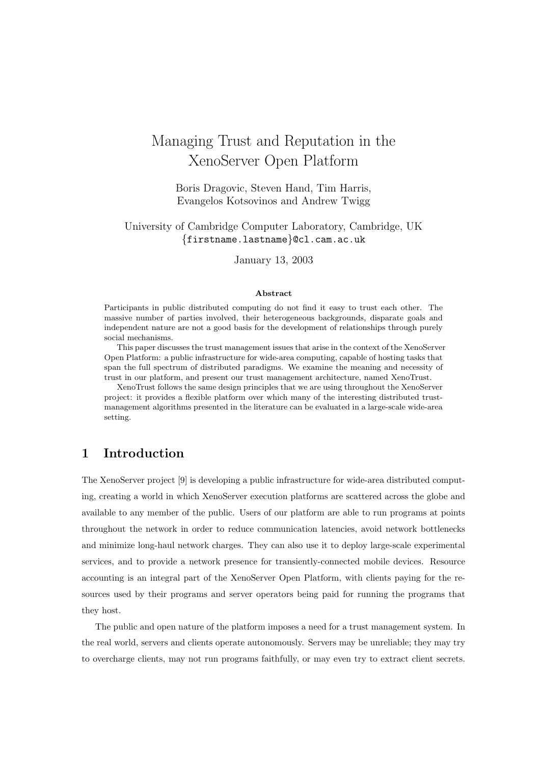# Managing Trust and Reputation in the XenoServer Open Platform

Boris Dragovic, Steven Hand, Tim Harris,
Evangelos Kotsovinos and Andrew Twigg

University of Cambridge Computer Laboratory, Cambridge, UK
{firstname.lastname}@cl.cam.ac.uk

January 13, 2003

**Abstract**

Participants in public distributed computing do not find it easy to trust each other. The massive number of parties involved, their heterogeneous backgrounds, disparate goals and independent nature are not a good basis for the development of relationships through purely social mechanisms.

This paper discusses the trust management issues that arise in the context of the XenoServer Open Platform: a public infrastructure for wide-area computing, capable of hosting tasks that span the full spectrum of distributed paradigms. We examine the meaning and necessity of trust in our platform, and present our trust management architecture, named XenoTrust.

XenoTrust follows the same design principles that we are using throughout the XenoServer project: it provides a flexible platform over which many of the interesting distributed trust-management algorithms presented in the literature can be evaluated in a large-scale wide-area setting.

## 1 Introduction

The XenoServer project [9] is developing a public infrastructure for wide-area distributed computing, creating a world in which XenoServer execution platforms are scattered across the globe and available to any member of the public. Users of our platform are able to run programs at points throughout the network in order to reduce communication latencies, avoid network bottlenecks and minimize long-haul network charges. They can also use it to deploy large-scale experimental services, and to provide a network presence for transiently-connected mobile devices. Resource accounting is an integral part of the XenoServer Open Platform, with clients paying for the resources used by their programs and server operators being paid for running the programs that they host.

The public and open nature of the platform imposes a need for a trust management system. In the real world, servers and clients operate autonomously. Servers may be unreliable; they may try to overcharge clients, may not run programs faithfully, or may even try to extract client secrets.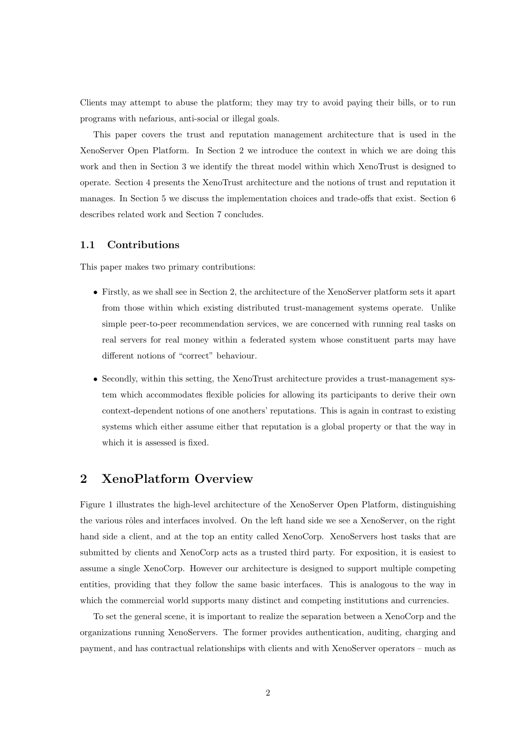Clients may attempt to abuse the platform; they may try to avoid paying their bills, or to run programs with nefarious, anti-social or illegal goals.

This paper covers the trust and reputation management architecture that is used in the XenoServer Open Platform. In Section 2 we introduce the context in which we are doing this work and then in Section 3 we identify the threat model within which XenoTrust is designed to operate. Section 4 presents the XenoTrust architecture and the notions of trust and reputation it manages. In Section 5 we discuss the implementation choices and trade-offs that exist. Section 6 describes related work and Section 7 concludes.

### 1.1 Contributions

This paper makes two primary contributions:

- Firstly, as we shall see in Section 2, the architecture of the XenoServer platform sets it apart from those within which existing distributed trust-management systems operate. Unlike simple peer-to-peer recommendation services, we are concerned with running real tasks on real servers for real money within a federated system whose constituent parts may have different notions of "correct" behaviour.
- Secondly, within this setting, the XenoTrust architecture provides a trust-management system which accommodates flexible policies for allowing its participants to derive their own context-dependent notions of one anothers' reputations. This is again in contrast to existing systems which either assume either that reputation is a global property or that the way in which it is assessed is fixed.

## 2 XenoPlatform Overview

Figure 1 illustrates the high-level architecture of the XenoServer Open Platform, distinguishing the various rôles and interfaces involved. On the left hand side we see a XenoServer, on the right hand side a client, and at the top an entity called XenoCorp. XenoServers host tasks that are submitted by clients and XenoCorp acts as a trusted third party. For exposition, it is easiest to assume a single XenoCorp. However our architecture is designed to support multiple competing entities, providing that they follow the same basic interfaces. This is analogous to the way in which the commercial world supports many distinct and competing institutions and currencies.

To set the general scene, it is important to realize the separation between a XenoCorp and the organizations running XenoServers. The former provides authentication, auditing, charging and payment, and has contractual relationships with clients and with XenoServer operators – much as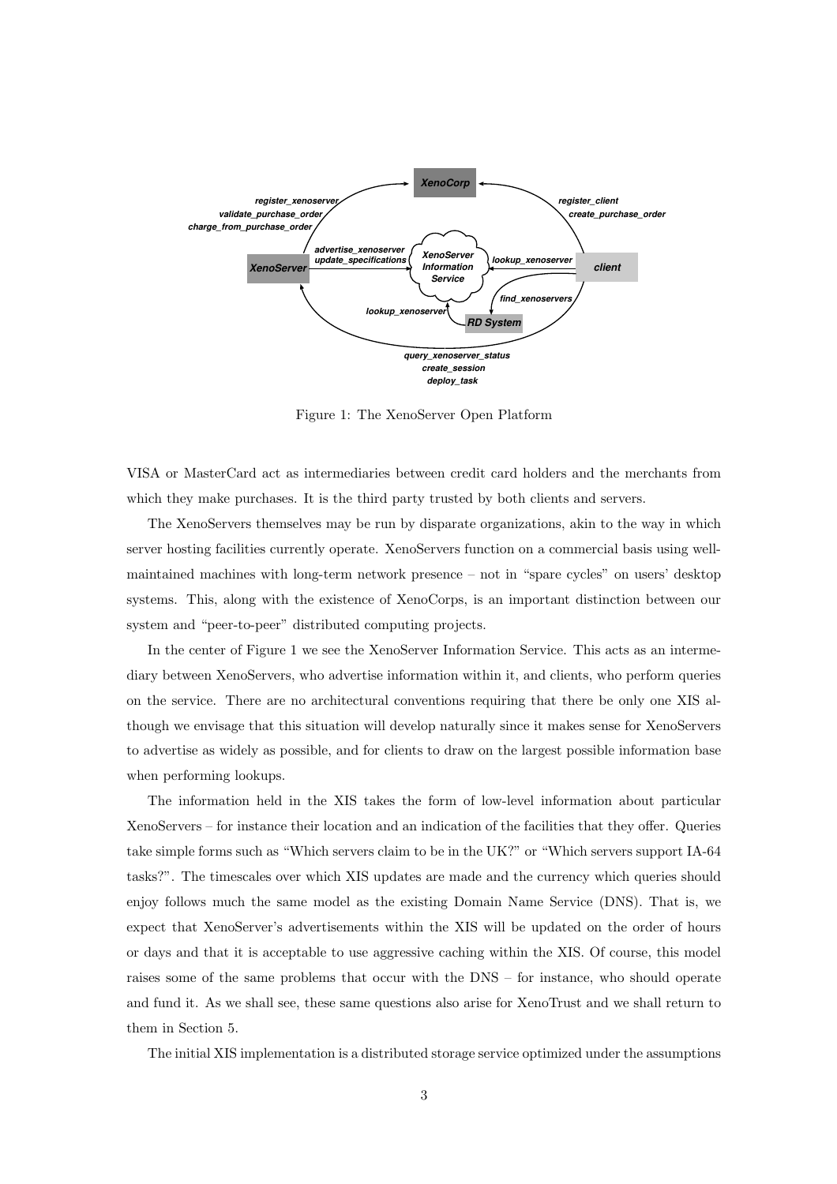XenoCorp

register_xenoserver
validate_purchase_order
charge_from_purchase_order

register_client
create_purchase_order

XenoServer

advertise_xenoserver
update_specifications

XenoServer Information Service

lookup_xenoserver

client

find_xenoservers

lookup_xenoserver

RD System

query_xenoserver_status
create_session
deploy_task

Figure 1: The XenoServer Open Platform

VISA or MasterCard act as intermediaries between credit card holders and the merchants from which they make purchases. It is the third party trusted by both clients and servers.

The XenoServers themselves may be run by disparate organizations, akin to the way in which server hosting facilities currently operate. XenoServers function on a commercial basis using well-maintained machines with long-term network presence – not in "spare cycles" on users' desktop systems. This, along with the existence of XenoCorps, is an important distinction between our system and "peer-to-peer" distributed computing projects.

In the center of Figure 1 we see the XenoServer Information Service. This acts as an intermediary between XenoServers, who advertise information within it, and clients, who perform queries on the service. There are no architectural conventions requiring that there be only one XIS although we envisage that this situation will develop naturally since it makes sense for XenoServers to advertise as widely as possible, and for clients to draw on the largest possible information base when performing lookups.

The information held in the XIS takes the form of low-level information about particular XenoServers – for instance their location and an indication of the facilities that they offer. Queries take simple forms such as "Which servers claim to be in the UK?" or "Which servers support IA-64 tasks?". The timescales over which XIS updates are made and the currency which queries should enjoy follows much the same model as the existing Domain Name Service (DNS). That is, we expect that XenoServer's advertisements within the XIS will be updated on the order of hours or days and that it is acceptable to use aggressive caching within the XIS. Of course, this model raises some of the same problems that occur with the DNS – for instance, who should operate and fund it. As we shall see, these same questions also arise for XenoTrust and we shall return to them in Section 5.

The initial XIS implementation is a distributed storage service optimized under the assumptions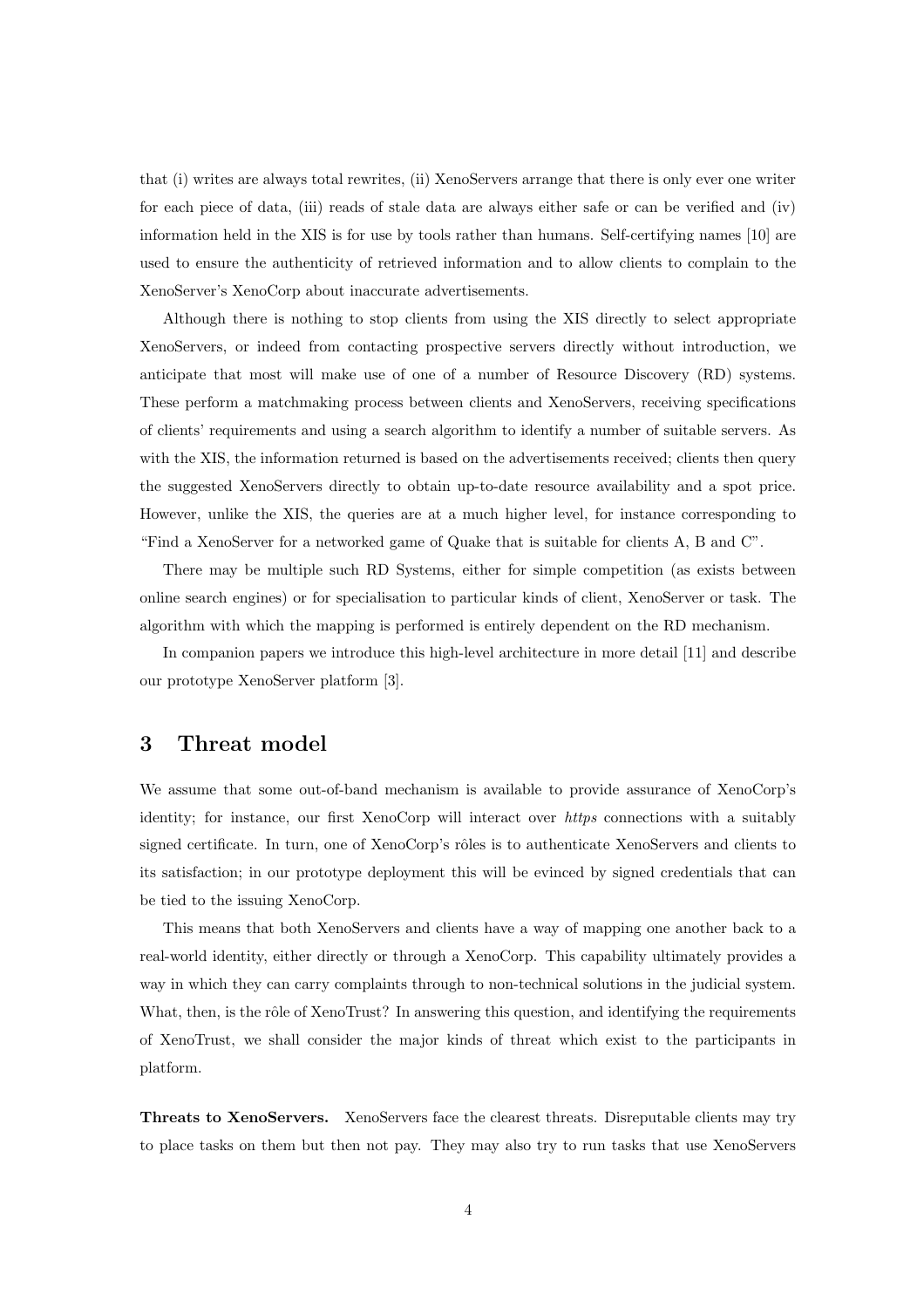that (i) writes are always total rewrites, (ii) XenoServers arrange that there is only ever one writer for each piece of data, (iii) reads of stale data are always either safe or can be verified and (iv) information held in the XIS is for use by tools rather than humans. Self-certifying names [10] are used to ensure the authenticity of retrieved information and to allow clients to complain to the XenoServer's XenoCorp about inaccurate advertisements.

Although there is nothing to stop clients from using the XIS directly to select appropriate XenoServers, or indeed from contacting prospective servers directly without introduction, we anticipate that most will make use of one of a number of Resource Discovery (RD) systems. These perform a matchmaking process between clients and XenoServers, receiving specifications of clients' requirements and using a search algorithm to identify a number of suitable servers. As with the XIS, the information returned is based on the advertisements received; clients then query the suggested XenoServers directly to obtain up-to-date resource availability and a spot price. However, unlike the XIS, the queries are at a much higher level, for instance corresponding to "Find a XenoServer for a networked game of Quake that is suitable for clients A, B and C".

There may be multiple such RD Systems, either for simple competition (as exists between online search engines) or for specialisation to particular kinds of client, XenoServer or task. The algorithm with which the mapping is performed is entirely dependent on the RD mechanism.

In companion papers we introduce this high-level architecture in more detail [11] and describe our prototype XenoServer platform [3].

## 3 Threat model

We assume that some out-of-band mechanism is available to provide assurance of XenoCorp's identity; for instance, our first XenoCorp will interact over *https* connections with a suitably signed certificate. In turn, one of XenoCorp's rôles is to authenticate XenoServers and clients to its satisfaction; in our prototype deployment this will be evinced by signed credentials that can be tied to the issuing XenoCorp.

This means that both XenoServers and clients have a way of mapping one another back to a real-world identity, either directly or through a XenoCorp. This capability ultimately provides a way in which they can carry complaints through to non-technical solutions in the judicial system. What, then, is the rôle of XenoTrust? In answering this question, and identifying the requirements of XenoTrust, we shall consider the major kinds of threat which exist to the participants in platform.

**Threats to XenoServers.** XenoServers face the clearest threats. Disreputable clients may try to place tasks on them but then not pay. They may also try to run tasks that use XenoServers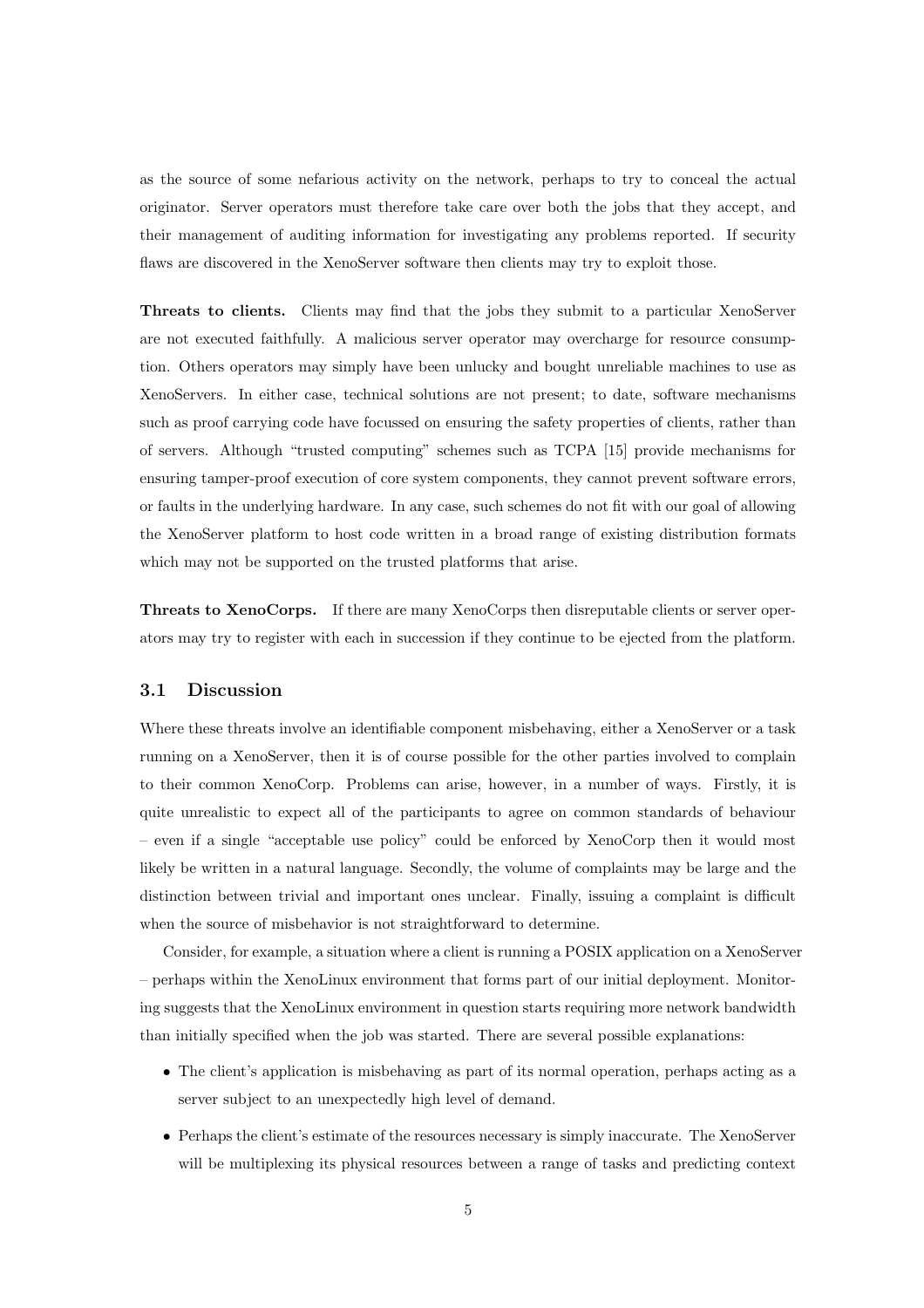as the source of some nefarious activity on the network, perhaps to try to conceal the actual originator. Server operators must therefore take care over both the jobs that they accept, and their management of auditing information for investigating any problems reported. If security flaws are discovered in the XenoServer software then clients may try to exploit those.

**Threats to clients.** Clients may find that the jobs they submit to a particular XenoServer are not executed faithfully. A malicious server operator may overcharge for resource consumption. Others operators may simply have been unlucky and bought unreliable machines to use as XenoServers. In either case, technical solutions are not present; to date, software mechanisms such as proof carrying code have focussed on ensuring the safety properties of clients, rather than of servers. Although "trusted computing" schemes such as TCPA [15] provide mechanisms for ensuring tamper-proof execution of core system components, they cannot prevent software errors, or faults in the underlying hardware. In any case, such schemes do not fit with our goal of allowing the XenoServer platform to host code written in a broad range of existing distribution formats which may not be supported on the trusted platforms that arise.

**Threats to XenoCorps.** If there are many XenoCorps then disreputable clients or server operators may try to register with each in succession if they continue to be ejected from the platform.

### 3.1 Discussion

Where these threats involve an identifiable component misbehaving, either a XenoServer or a task running on a XenoServer, then it is of course possible for the other parties involved to complain to their common XenoCorp. Problems can arise, however, in a number of ways. Firstly, it is quite unrealistic to expect all of the participants to agree on common standards of behaviour – even if a single "acceptable use policy" could be enforced by XenoCorp then it would most likely be written in a natural language. Secondly, the volume of complaints may be large and the distinction between trivial and important ones unclear. Finally, issuing a complaint is difficult when the source of misbehavior is not straightforward to determine.

Consider, for example, a situation where a client is running a POSIX application on a XenoServer – perhaps within the XenoLinux environment that forms part of our initial deployment. Monitoring suggests that the XenoLinux environment in question starts requiring more network bandwidth than initially specified when the job was started. There are several possible explanations:

- The client's application is misbehaving as part of its normal operation, perhaps acting as a server subject to an unexpectedly high level of demand.
- Perhaps the client's estimate of the resources necessary is simply inaccurate. The XenoServer will be multiplexing its physical resources between a range of tasks and predicting context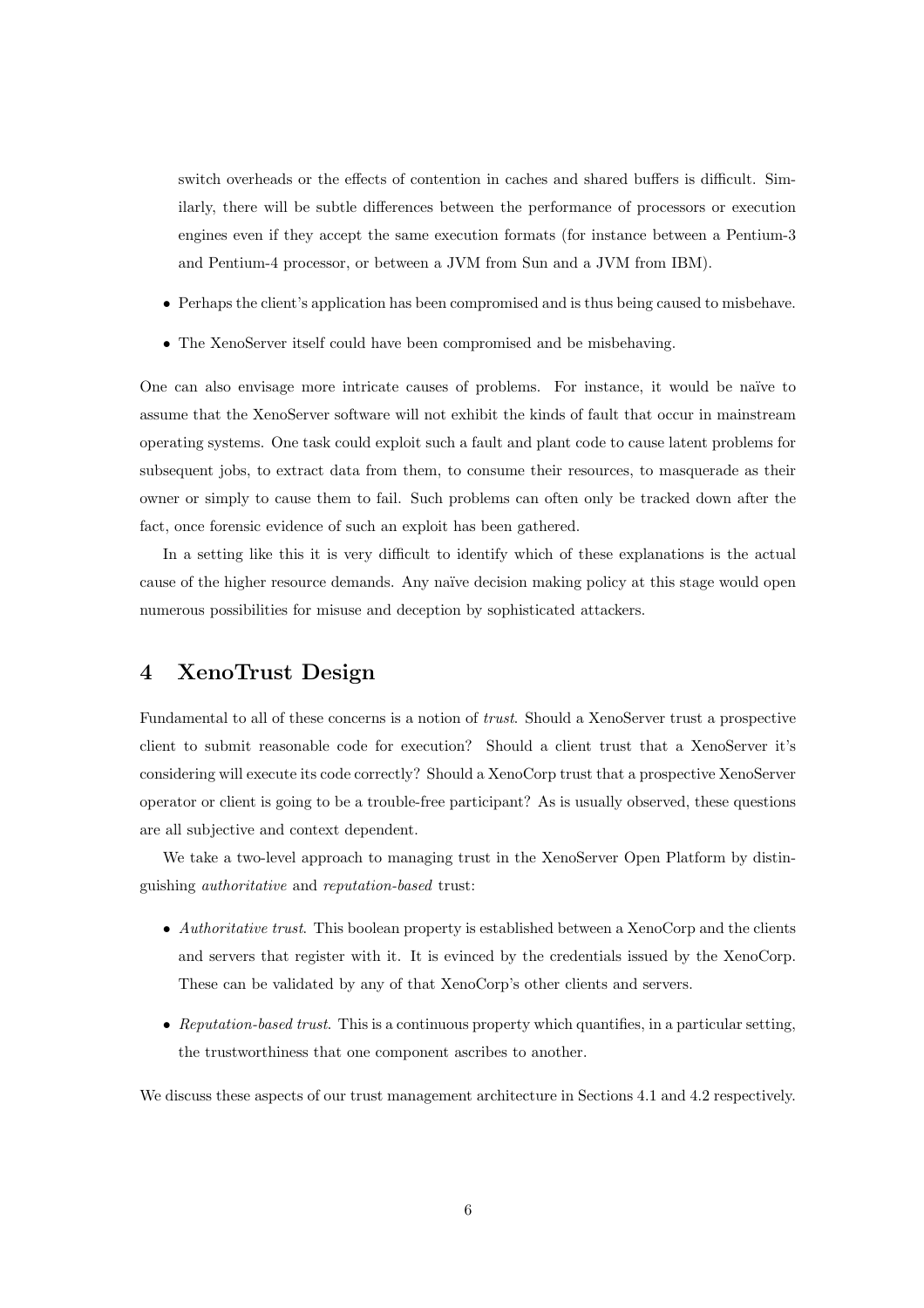switch overheads or the effects of contention in caches and shared buffers is difficult. Similarly, there will be subtle differences between the performance of processors or execution engines even if they accept the same execution formats (for instance between a Pentium-3 and Pentium-4 processor, or between a JVM from Sun and a JVM from IBM).

- Perhaps the client's application has been compromised and is thus being caused to misbehave.
- The XenoServer itself could have been compromised and be misbehaving.

One can also envisage more intricate causes of problems. For instance, it would be naïve to assume that the XenoServer software will not exhibit the kinds of fault that occur in mainstream operating systems. One task could exploit such a fault and plant code to cause latent problems for subsequent jobs, to extract data from them, to consume their resources, to masquerade as their owner or simply to cause them to fail. Such problems can often only be tracked down after the fact, once forensic evidence of such an exploit has been gathered.

In a setting like this it is very difficult to identify which of these explanations is the actual cause of the higher resource demands. Any naïve decision making policy at this stage would open numerous possibilities for misuse and deception by sophisticated attackers.

## 4 XenoTrust Design

Fundamental to all of these concerns is a notion of *trust*. Should a XenoServer trust a prospective client to submit reasonable code for execution? Should a client trust that a XenoServer it's considering will execute its code correctly? Should a XenoCorp trust that a prospective XenoServer operator or client is going to be a trouble-free participant? As is usually observed, these questions are all subjective and context dependent.

We take a two-level approach to managing trust in the XenoServer Open Platform by distinguishing *authoritative* and *reputation-based* trust:

- *Authoritative trust*. This boolean property is established between a XenoCorp and the clients and servers that register with it. It is evinced by the credentials issued by the XenoCorp. These can be validated by any of that XenoCorp's other clients and servers.
- *Reputation-based trust*. This is a continuous property which quantifies, in a particular setting, the trustworthiness that one component ascribes to another.

We discuss these aspects of our trust management architecture in Sections 4.1 and 4.2 respectively.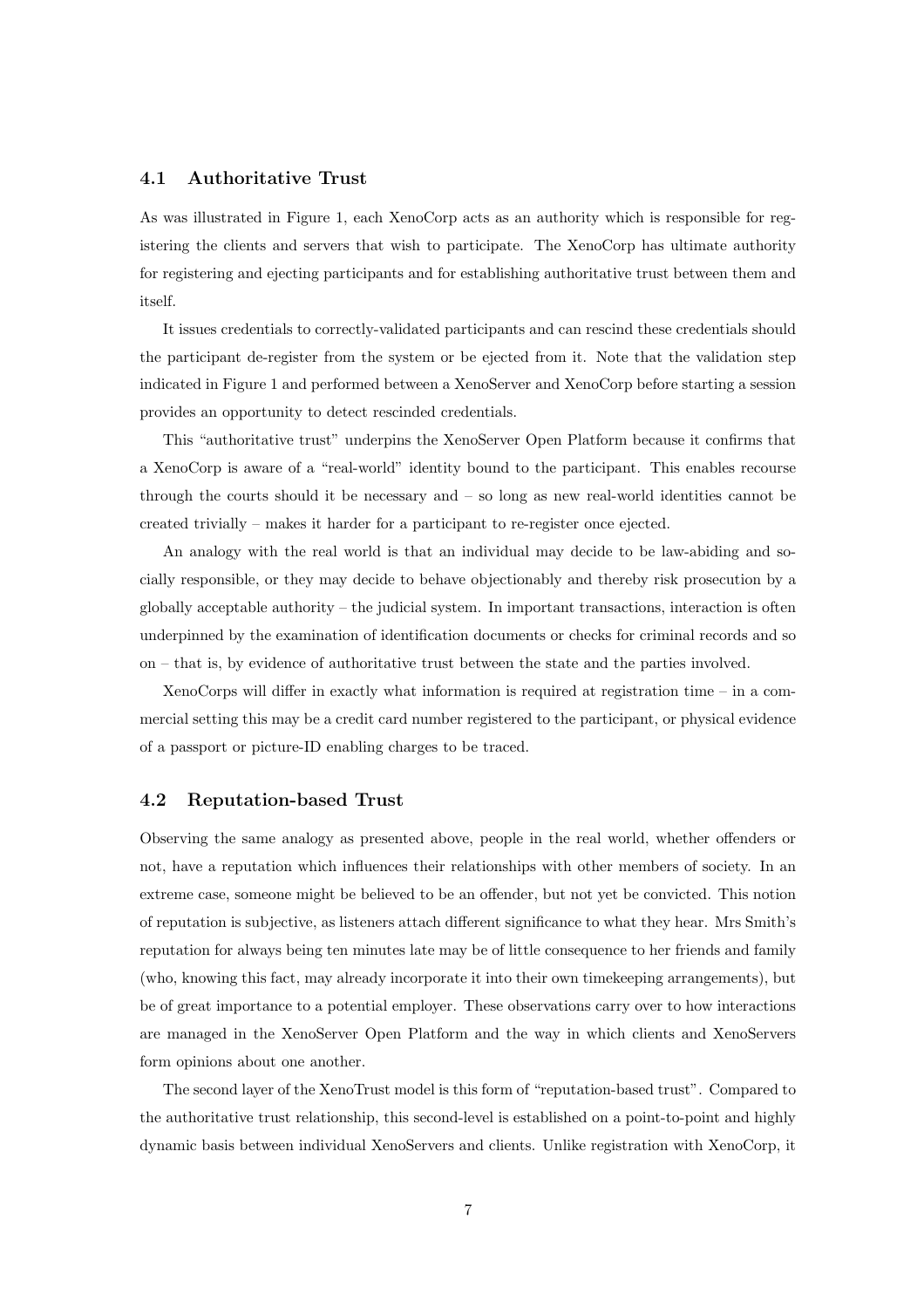### 4.1 Authoritative Trust

As was illustrated in Figure 1, each XenoCorp acts as an authority which is responsible for registering the clients and servers that wish to participate. The XenoCorp has ultimate authority for registering and ejecting participants and for establishing authoritative trust between them and itself.

It issues credentials to correctly-validated participants and can rescind these credentials should the participant de-register from the system or be ejected from it. Note that the validation step indicated in Figure 1 and performed between a XenoServer and XenoCorp before starting a session provides an opportunity to detect rescinded credentials.

This "authoritative trust" underpins the XenoServer Open Platform because it confirms that a XenoCorp is aware of a "real-world" identity bound to the participant. This enables recourse through the courts should it be necessary and – so long as new real-world identities cannot be created trivially – makes it harder for a participant to re-register once ejected.

An analogy with the real world is that an individual may decide to be law-abiding and socially responsible, or they may decide to behave objectionably and thereby risk prosecution by a globally acceptable authority – the judicial system. In important transactions, interaction is often underpinned by the examination of identification documents or checks for criminal records and so on – that is, by evidence of authoritative trust between the state and the parties involved.

XenoCorps will differ in exactly what information is required at registration time – in a commercial setting this may be a credit card number registered to the participant, or physical evidence of a passport or picture-ID enabling charges to be traced.

### 4.2 Reputation-based Trust

Observing the same analogy as presented above, people in the real world, whether offenders or not, have a reputation which influences their relationships with other members of society. In an extreme case, someone might be believed to be an offender, but not yet be convicted. This notion of reputation is subjective, as listeners attach different significance to what they hear. Mrs Smith's reputation for always being ten minutes late may be of little consequence to her friends and family (who, knowing this fact, may already incorporate it into their own timekeeping arrangements), but be of great importance to a potential employer. These observations carry over to how interactions are managed in the XenoServer Open Platform and the way in which clients and XenoServers form opinions about one another.

The second layer of the XenoTrust model is this form of "reputation-based trust". Compared to the authoritative trust relationship, this second-level is established on a point-to-point and highly dynamic basis between individual XenoServers and clients. Unlike registration with XenoCorp, it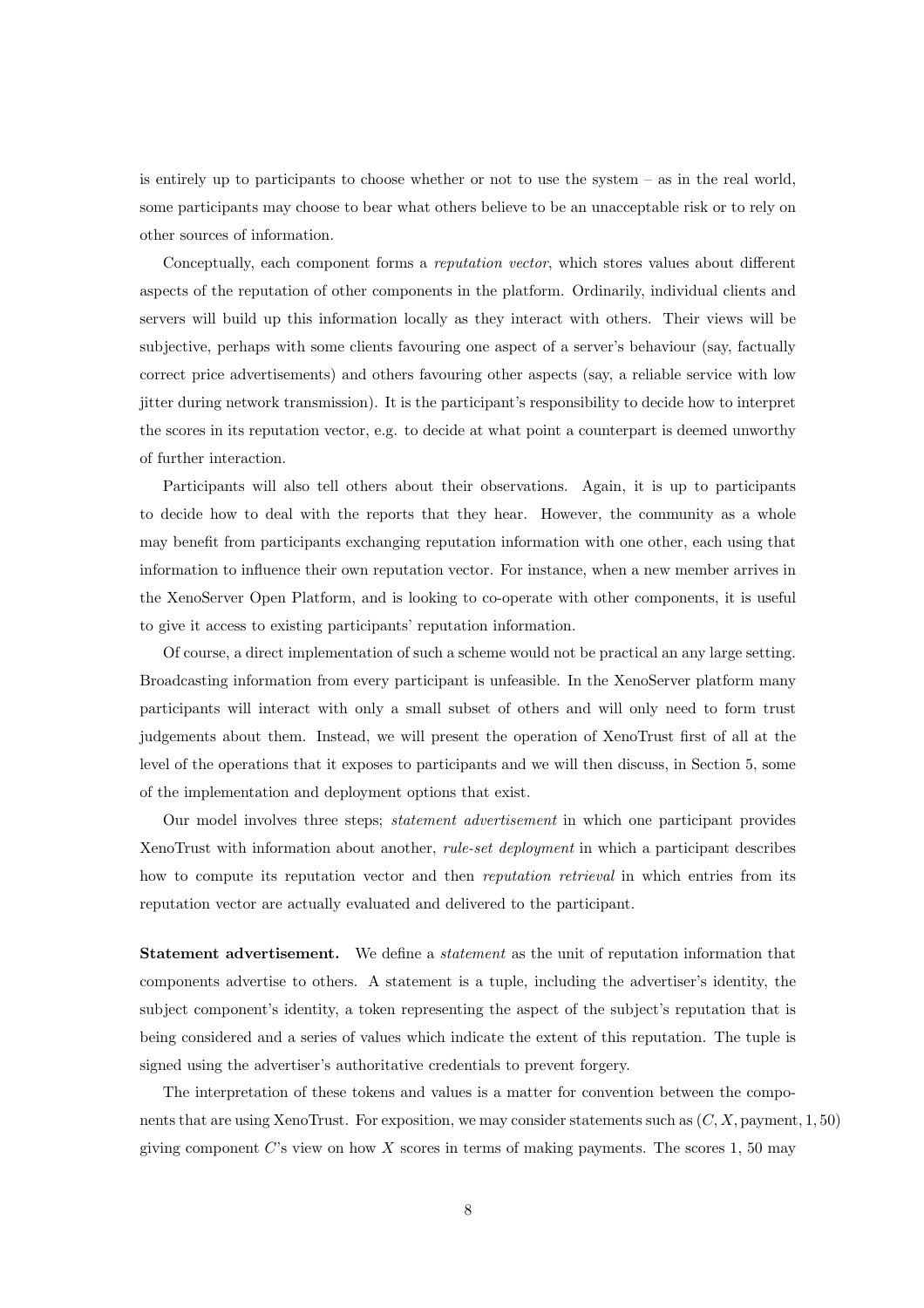is entirely up to participants to choose whether or not to use the system – as in the real world, some participants may choose to bear what others believe to be an unacceptable risk or to rely on other sources of information.

Conceptually, each component forms a *reputation vector*, which stores values about different aspects of the reputation of other components in the platform. Ordinarily, individual clients and servers will build up this information locally as they interact with others. Their views will be subjective, perhaps with some clients favouring one aspect of a server's behaviour (say, factually correct price advertisements) and others favouring other aspects (say, a reliable service with low jitter during network transmission). It is the participant's responsibility to decide how to interpret the scores in its reputation vector, e.g. to decide at what point a counterpart is deemed unworthy of further interaction.

Participants will also tell others about their observations. Again, it is up to participants to decide how to deal with the reports that they hear. However, the community as a whole may benefit from participants exchanging reputation information with one other, each using that information to influence their own reputation vector. For instance, when a new member arrives in the XenoServer Open Platform, and is looking to co-operate with other components, it is useful to give it access to existing participants' reputation information.

Of course, a direct implementation of such a scheme would not be practical an any large setting. Broadcasting information from every participant is unfeasible. In the XenoServer platform many participants will interact with only a small subset of others and will only need to form trust judgements about them. Instead, we will present the operation of XenoTrust first of all at the level of the operations that it exposes to participants and we will then discuss, in Section 5, some of the implementation and deployment options that exist.

Our model involves three steps; *statement advertisement* in which one participant provides XenoTrust with information about another, *rule-set deployment* in which a participant describes how to compute its reputation vector and then *reputation retrieval* in which entries from its reputation vector are actually evaluated and delivered to the participant.

**Statement advertisement.** We define a *statement* as the unit of reputation information that components advertise to others. A statement is a tuple, including the advertiser's identity, the subject component's identity, a token representing the aspect of the subject's reputation that is being considered and a series of values which indicate the extent of this reputation. The tuple is signed using the advertiser's authoritative credentials to prevent forgery.

The interpretation of these tokens and values is a matter for convention between the components that are using XenoTrust. For exposition, we may consider statements such as $(C, X, \text{payment}, 1, 50)$ giving component $C$'s view on how $X$ scores in terms of making payments. The scores 1, 50 may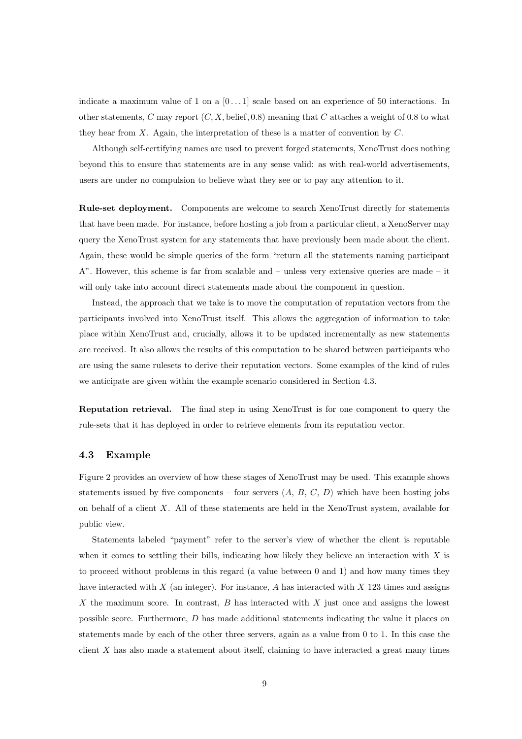indicate a maximum value of 1 on a $[0 \dots 1]$ scale based on an experience of 50 interactions. In other statements, $C$ may report $(C, X, \text{belief}, 0.8)$ meaning that $C$ attaches a weight of 0.8 to what they hear from $X$. Again, the interpretation of these is a matter of convention by $C$.

Although self-certifying names are used to prevent forged statements, XenoTrust does nothing beyond this to ensure that statements are in any sense valid: as with real-world advertisements, users are under no compulsion to believe what they see or to pay any attention to it.

**Rule-set deployment.** Components are welcome to search XenoTrust directly for statements that have been made. For instance, before hosting a job from a particular client, a XenoServer may query the XenoTrust system for any statements that have previously been made about the client. Again, these would be simple queries of the form "return all the statements naming participant A". However, this scheme is far from scalable and – unless very extensive queries are made – it will only take into account direct statements made about the component in question.

Instead, the approach that we take is to move the computation of reputation vectors from the participants involved into XenoTrust itself. This allows the aggregation of information to take place within XenoTrust and, crucially, allows it to be updated incrementally as new statements are received. It also allows the results of this computation to be shared between participants who are using the same rulesets to derive their reputation vectors. Some examples of the kind of rules we anticipate are given within the example scenario considered in Section 4.3.

**Reputation retrieval.** The final step in using XenoTrust is for one component to query the rule-sets that it has deployed in order to retrieve elements from its reputation vector.

### 4.3 Example

Figure 2 provides an overview of how these stages of XenoTrust may be used. This example shows statements issued by five components – four servers ($A$, $B$, $C$, $D$) which have been hosting jobs on behalf of a client $X$. All of these statements are held in the XenoTrust system, available for public view.

Statements labeled "payment" refer to the server's view of whether the client is reputable when it comes to settling their bills, indicating how likely they believe an interaction with $X$ is to proceed without problems in this regard (a value between 0 and 1) and how many times they have interacted with $X$ (an integer). For instance, $A$ has interacted with $X$ 123 times and assigns $X$ the maximum score. In contrast, $B$ has interacted with $X$ just once and assigns the lowest possible score. Furthermore, $D$ has made additional statements indicating the value it places on statements made by each of the other three servers, again as a value from 0 to 1. In this case the client $X$ has also made a statement about itself, claiming to have interacted a great many times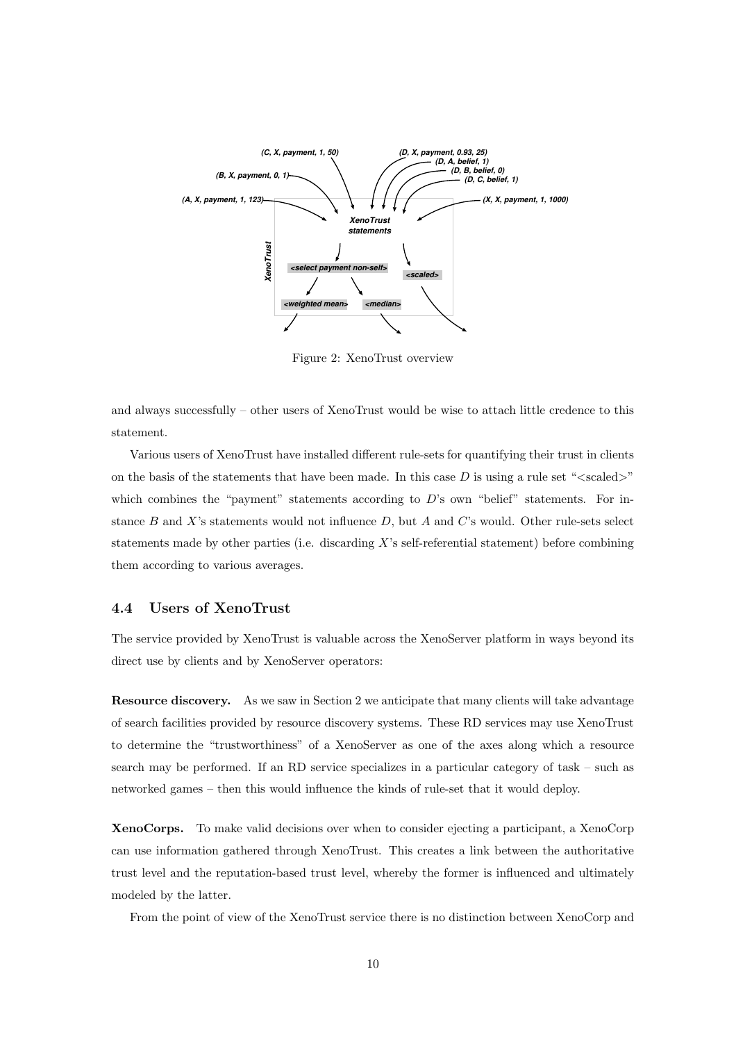Figure 2: XenoTrust overview

and always successfully – other users of XenoTrust would be wise to attach little credence to this statement.

Various users of XenoTrust have installed different rule-sets for quantifying their trust in clients on the basis of the statements that have been made. In this case $D$ is using a rule set "<scaled>" which combines the "payment" statements according to $D$'s own "belief" statements. For instance $B$ and $X$'s statements would not influence $D$, but $A$ and $C$'s would. Other rule-sets select statements made by other parties (i.e. discarding $X$'s self-referential statement) before combining them according to various averages.

### 4.4 Users of XenoTrust

The service provided by XenoTrust is valuable across the XenoServer platform in ways beyond its direct use by clients and by XenoServer operators:

**Resource discovery.** As we saw in Section 2 we anticipate that many clients will take advantage of search facilities provided by resource discovery systems. These RD services may use XenoTrust to determine the "trustworthiness" of a XenoServer as one of the axes along which a resource search may be performed. If an RD service specializes in a particular category of task – such as networked games – then this would influence the kinds of rule-set that it would deploy.

**XenoCorps.** To make valid decisions over when to consider ejecting a participant, a XenoCorp can use information gathered through XenoTrust. This creates a link between the authoritative trust level and the reputation-based trust level, whereby the former is influenced and ultimately modeled by the latter.

From the point of view of the XenoTrust service there is no distinction between XenoCorp and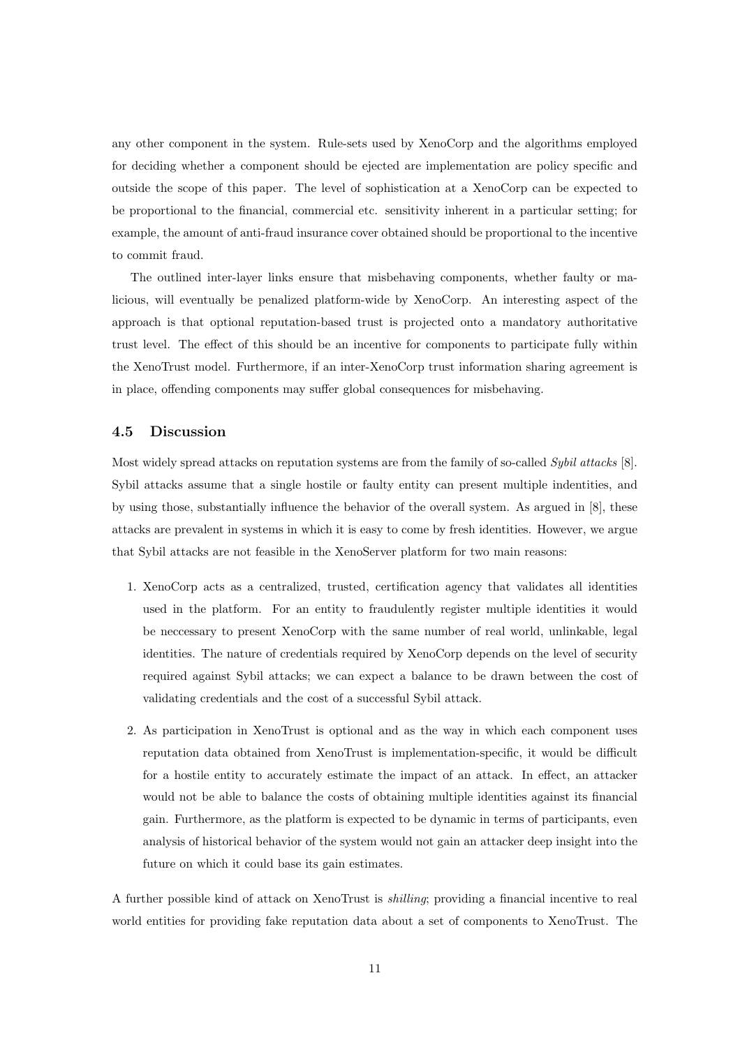any other component in the system. Rule-sets used by XenoCorp and the algorithms employed for deciding whether a component should be ejected are implementation are policy specific and outside the scope of this paper. The level of sophistication at a XenoCorp can be expected to be proportional to the financial, commercial etc. sensitivity inherent in a particular setting; for example, the amount of anti-fraud insurance cover obtained should be proportional to the incentive to commit fraud.

The outlined inter-layer links ensure that misbehaving components, whether faulty or malicious, will eventually be penalized platform-wide by XenoCorp. An interesting aspect of the approach is that optional reputation-based trust is projected onto a mandatory authoritative trust level. The effect of this should be an incentive for components to participate fully within the XenoTrust model. Furthermore, if an inter-XenoCorp trust information sharing agreement is in place, offending components may suffer global consequences for misbehaving.

### 4.5 Discussion

Most widely spread attacks on reputation systems are from the family of so-called *Sybil attacks* [8]. Sybil attacks assume that a single hostile or faulty entity can present multiple indentities, and by using those, substantially influence the behavior of the overall system. As argued in [8], these attacks are prevalent in systems in which it is easy to come by fresh identities. However, we argue that Sybil attacks are not feasible in the XenoServer platform for two main reasons:

1. XenoCorp acts as a centralized, trusted, certification agency that validates all identities used in the platform. For an entity to fraudulently register multiple identities it would be neccessary to present XenoCorp with the same number of real world, unlinkable, legal identities. The nature of credentials required by XenoCorp depends on the level of security required against Sybil attacks; we can expect a balance to be drawn between the cost of validating credentials and the cost of a successful Sybil attack.
2. As participation in XenoTrust is optional and as the way in which each component uses reputation data obtained from XenoTrust is implementation-specific, it would be difficult for a hostile entity to accurately estimate the impact of an attack. In effect, an attacker would not be able to balance the costs of obtaining multiple identities against its financial gain. Furthermore, as the platform is expected to be dynamic in terms of participants, even analysis of historical behavior of the system would not gain an attacker deep insight into the future on which it could base its gain estimates.

A further possible kind of attack on XenoTrust is *shilling*; providing a financial incentive to real world entities for providing fake reputation data about a set of components to XenoTrust. The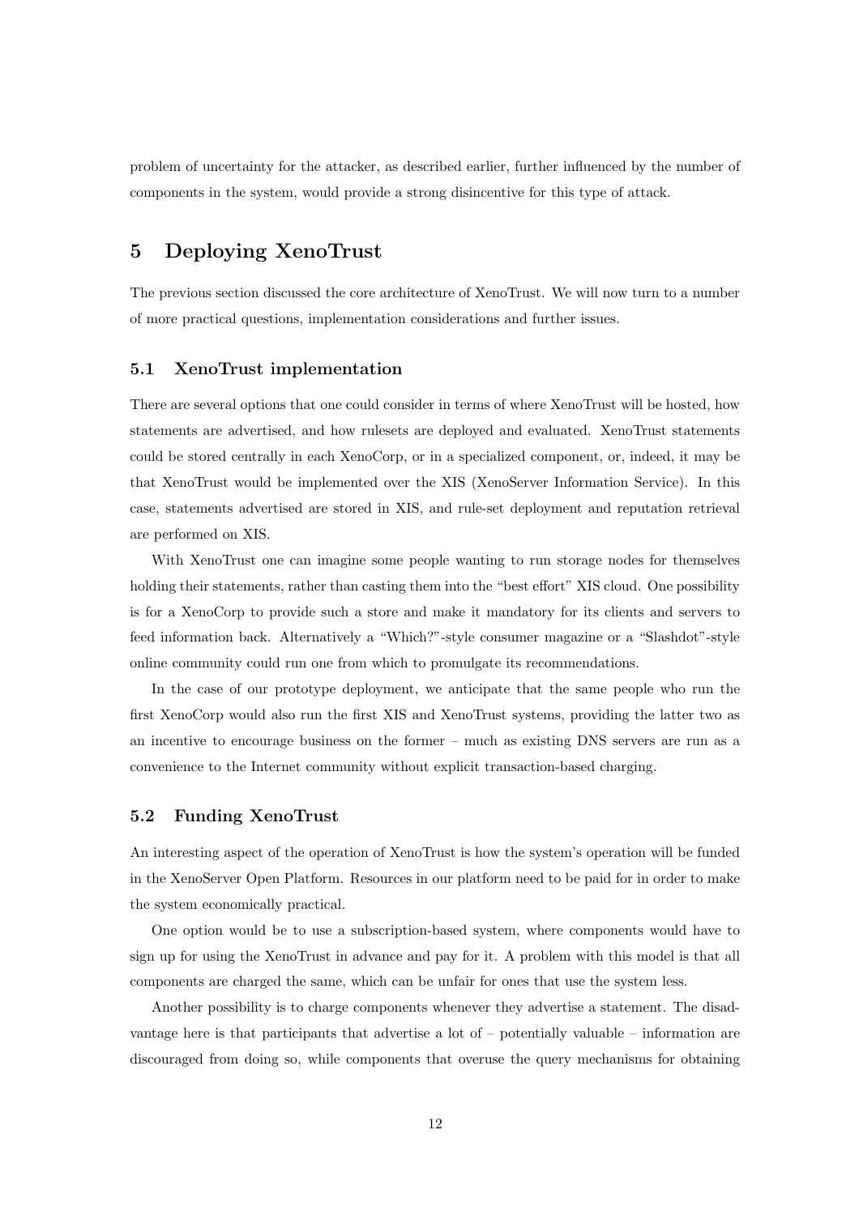problem of uncertainty for the attacker, as described earlier, further influenced by the number of components in the system, would provide a strong disincentive for this type of attack.

# 5 Deploying XenoTrust

The previous section discussed the core architecture of XenoTrust. We will now turn to a number of more practical questions, implementation considerations and further issues.

## 5.1 XenoTrust implementation

There are several options that one could consider in terms of where XenoTrust will be hosted, how statements are advertised, and how rulesets are deployed and evaluated. XenoTrust statements could be stored centrally in each XenoCorp, or in a specialized component, or, indeed, it may be that XenoTrust would be implemented over the XIS (XenoServer Information Service). In this case, statements advertised are stored in XIS, and rule-set deployment and reputation retrieval are performed on XIS.

With XenoTrust one can imagine some people wanting to run storage nodes for themselves holding their statements, rather than casting them into the "best effort" XIS cloud. One possibility is for a XenoCorp to provide such a store and make it mandatory for its clients and servers to feed information back. Alternatively a "Which?"-style consumer magazine or a "Slashdot"-style online community could run one from which to promulgate its recommendations.

In the case of our prototype deployment, we anticipate that the same people who run the first XenoCorp would also run the first XIS and XenoTrust systems, providing the latter two as an incentive to encourage business on the former – much as existing DNS servers are run as a convenience to the Internet community without explicit transaction-based charging.

## 5.2 Funding XenoTrust

An interesting aspect of the operation of XenoTrust is how the system's operation will be funded in the XenoServer Open Platform. Resources in our platform need to be paid for in order to make the system economically practical.

One option would be to use a subscription-based system, where components would have to sign up for using the XenoTrust in advance and pay for it. A problem with this model is that all components are charged the same, which can be unfair for ones that use the system less.

Another possibility is to charge components whenever they advertise a statement. The disadvantage here is that participants that advertise a lot of – potentially valuable – information are discouraged from doing so, while components that overuse the query mechanisms for obtaining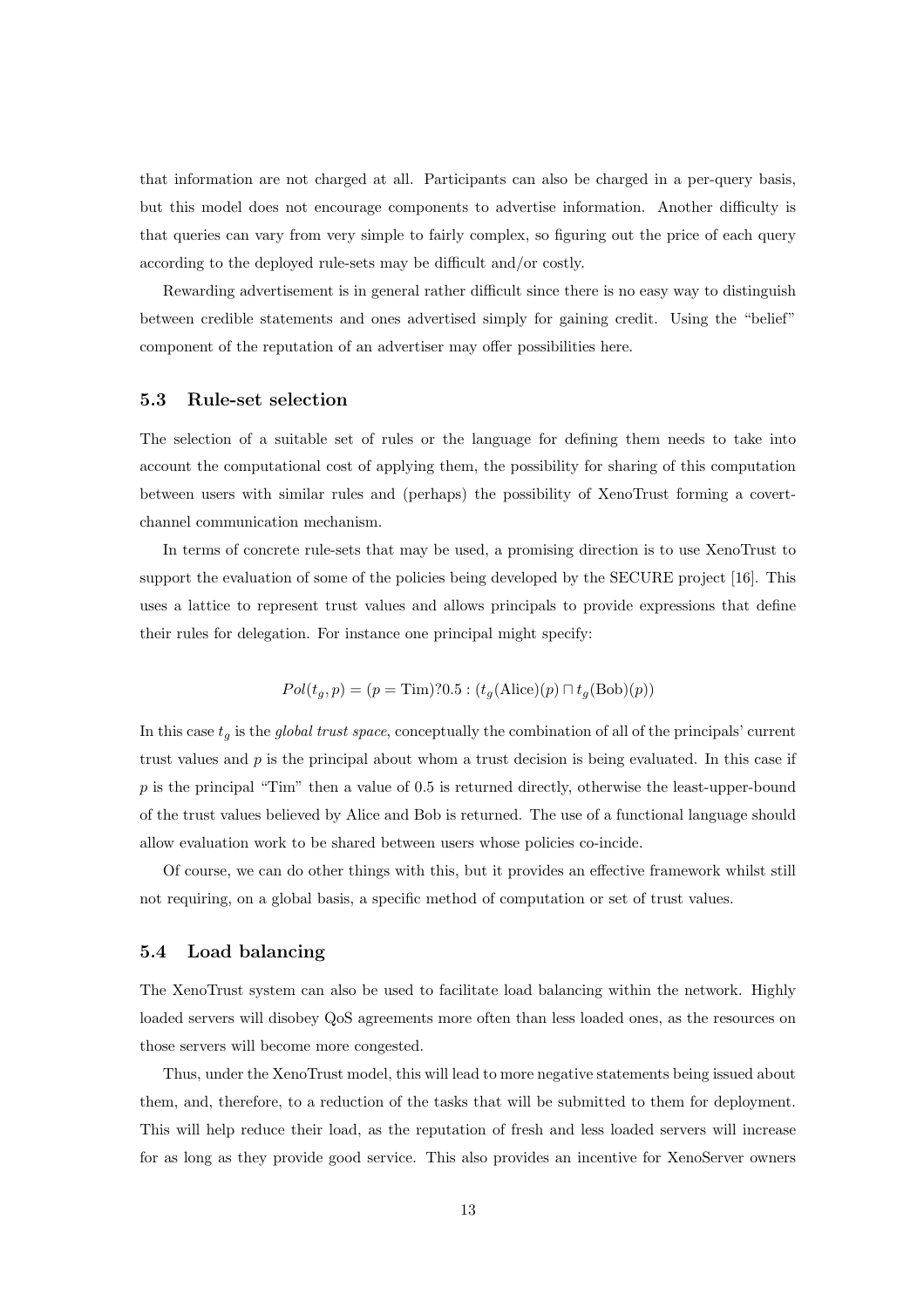that information are not charged at all. Participants can also be charged in a per-query basis, but this model does not encourage components to advertise information. Another difficulty is that queries can vary from very simple to fairly complex, so figuring out the price of each query according to the deployed rule-sets may be difficult and/or costly.

Rewarding advertisement is in general rather difficult since there is no easy way to distinguish between credible statements and ones advertised simply for gaining credit. Using the "belief" component of the reputation of an advertiser may offer possibilities here.

### 5.3 Rule-set selection

The selection of a suitable set of rules or the language for defining them needs to take into account the computational cost of applying them, the possibility for sharing of this computation between users with similar rules and (perhaps) the possibility of XenoTrust forming a covert-channel communication mechanism.

In terms of concrete rule-sets that may be used, a promising direction is to use XenoTrust to support the evaluation of some of the policies being developed by the SECURE project [16]. This uses a lattice to represent trust values and allows principals to provide expressions that define their rules for delegation. For instance one principal might specify:

$$Pol(t_g, p) = (p = \text{Tim})?0.5 : (t_g(\text{Alice})(p) \sqcap t_g(\text{Bob})(p))$$

In this case $t_g$ is the *global trust space*, conceptually the combination of all of the principals' current trust values and $p$ is the principal about whom a trust decision is being evaluated. In this case if $p$ is the principal "Tim" then a value of 0.5 is returned directly, otherwise the least-upper-bound of the trust values believed by Alice and Bob is returned. The use of a functional language should allow evaluation work to be shared between users whose policies co-incide.

Of course, we can do other things with this, but it provides an effective framework whilst still not requiring, on a global basis, a specific method of computation or set of trust values.

### 5.4 Load balancing

The XenoTrust system can also be used to facilitate load balancing within the network. Highly loaded servers will disobey QoS agreements more often than less loaded ones, as the resources on those servers will become more congested.

Thus, under the XenoTrust model, this will lead to more negative statements being issued about them, and, therefore, to a reduction of the tasks that will be submitted to them for deployment. This will help reduce their load, as the reputation of fresh and less loaded servers will increase for as long as they provide good service. This also provides an incentive for XenoServer owners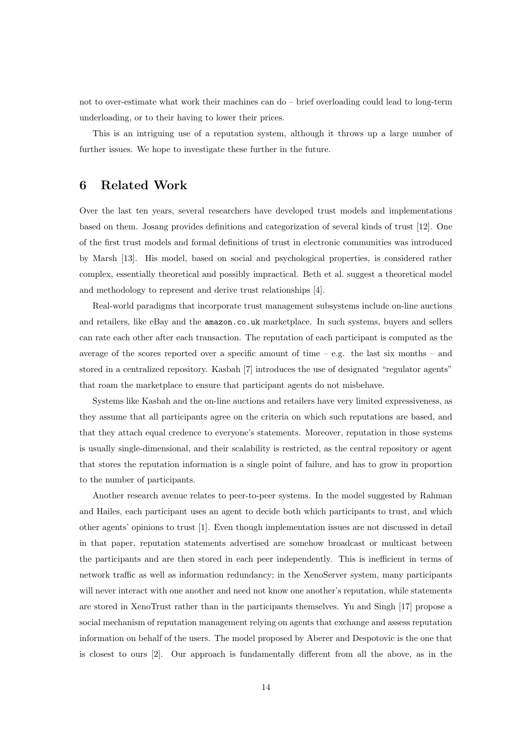not to over-estimate what work their machines can do – brief overloading could lead to long-term underloading, or to their having to lower their prices.

This is an intriguing use of a reputation system, although it throws up a large number of further issues. We hope to investigate these further in the future.

## 6 Related Work

Over the last ten years, several researchers have developed trust models and implementations based on them. Josang provides definitions and categorization of several kinds of trust [12]. One of the first trust models and formal definitions of trust in electronic communities was introduced by Marsh [13]. His model, based on social and psychological properties, is considered rather complex, essentially theoretical and possibly impractical. Beth et al. suggest a theoretical model and methodology to represent and derive trust relationships [4].

Real-world paradigms that incorporate trust management subsystems include on-line auctions and retailers, like eBay and the `amazon.co.uk` marketplace. In such systems, buyers and sellers can rate each other after each transaction. The reputation of each participant is computed as the average of the scores reported over a specific amount of time – e.g. the last six months – and stored in a centralized repository. Kasbah [7] introduces the use of designated "regulator agents" that roam the marketplace to ensure that participant agents do not misbehave.

Systems like Kasbah and the on-line auctions and retailers have very limited expressiveness, as they assume that all participants agree on the criteria on which such reputations are based, and that they attach equal credence to everyone's statements. Moreover, reputation in those systems is usually single-dimensional, and their scalability is restricted, as the central repository or agent that stores the reputation information is a single point of failure, and has to grow in proportion to the number of participants.

Another research avenue relates to peer-to-peer systems. In the model suggested by Rahman and Hailes, each participant uses an agent to decide both which participants to trust, and which other agents' opinions to trust [1]. Even though implementation issues are not discussed in detail in that paper, reputation statements advertised are somehow broadcast or multicast between the participants and are then stored in each peer independently. This is inefficient in terms of network traffic as well as information redundancy; in the XenoServer system, many participants will never interact with one another and need not know one another's reputation, while statements are stored in XenoTrust rather than in the participants themselves. Yu and Singh [17] propose a social mechanism of reputation management relying on agents that exchange and assess reputation information on behalf of the users. The model proposed by Aberer and Despotovic is the one that is closest to ours [2]. Our approach is fundamentally different from all the above, as in the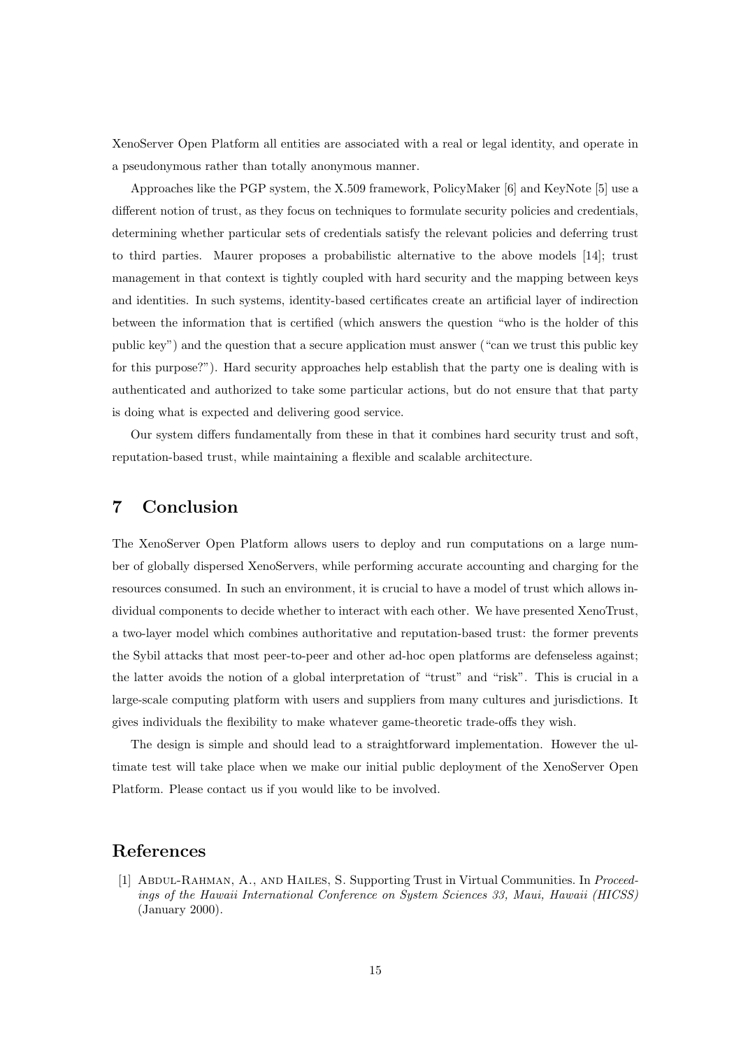XenoServer Open Platform all entities are associated with a real or legal identity, and operate in a pseudonymous rather than totally anonymous manner.

Approaches like the PGP system, the X.509 framework, PolicyMaker [6] and KeyNote [5] use a different notion of trust, as they focus on techniques to formulate security policies and credentials, determining whether particular sets of credentials satisfy the relevant policies and deferring trust to third parties. Maurer proposes a probabilistic alternative to the above models [14]; trust management in that context is tightly coupled with hard security and the mapping between keys and identities. In such systems, identity-based certificates create an artificial layer of indirection between the information that is certified (which answers the question "who is the holder of this public key") and the question that a secure application must answer ("can we trust this public key for this purpose?"). Hard security approaches help establish that the party one is dealing with is authenticated and authorized to take some particular actions, but do not ensure that that party is doing what is expected and delivering good service.

Our system differs fundamentally from these in that it combines hard security trust and soft, reputation-based trust, while maintaining a flexible and scalable architecture.

## 7 Conclusion

The XenoServer Open Platform allows users to deploy and run computations on a large number of globally dispersed XenoServers, while performing accurate accounting and charging for the resources consumed. In such an environment, it is crucial to have a model of trust which allows individual components to decide whether to interact with each other. We have presented XenoTrust, a two-layer model which combines authoritative and reputation-based trust: the former prevents the Sybil attacks that most peer-to-peer and other ad-hoc open platforms are defenseless against; the latter avoids the notion of a global interpretation of "trust" and "risk". This is crucial in a large-scale computing platform with users and suppliers from many cultures and jurisdictions. It gives individuals the flexibility to make whatever game-theoretic trade-offs they wish.

The design is simple and should lead to a straightforward implementation. However the ultimate test will take place when we make our initial public deployment of the XenoServer Open Platform. Please contact us if you would like to be involved.

## References

[1] Abdul-Rahman, A., and Hailes, S. Supporting Trust in Virtual Communities. In *Proceedings of the Hawaii International Conference on System Sciences 33, Maui, Hawaii (HICSS)* (January 2000).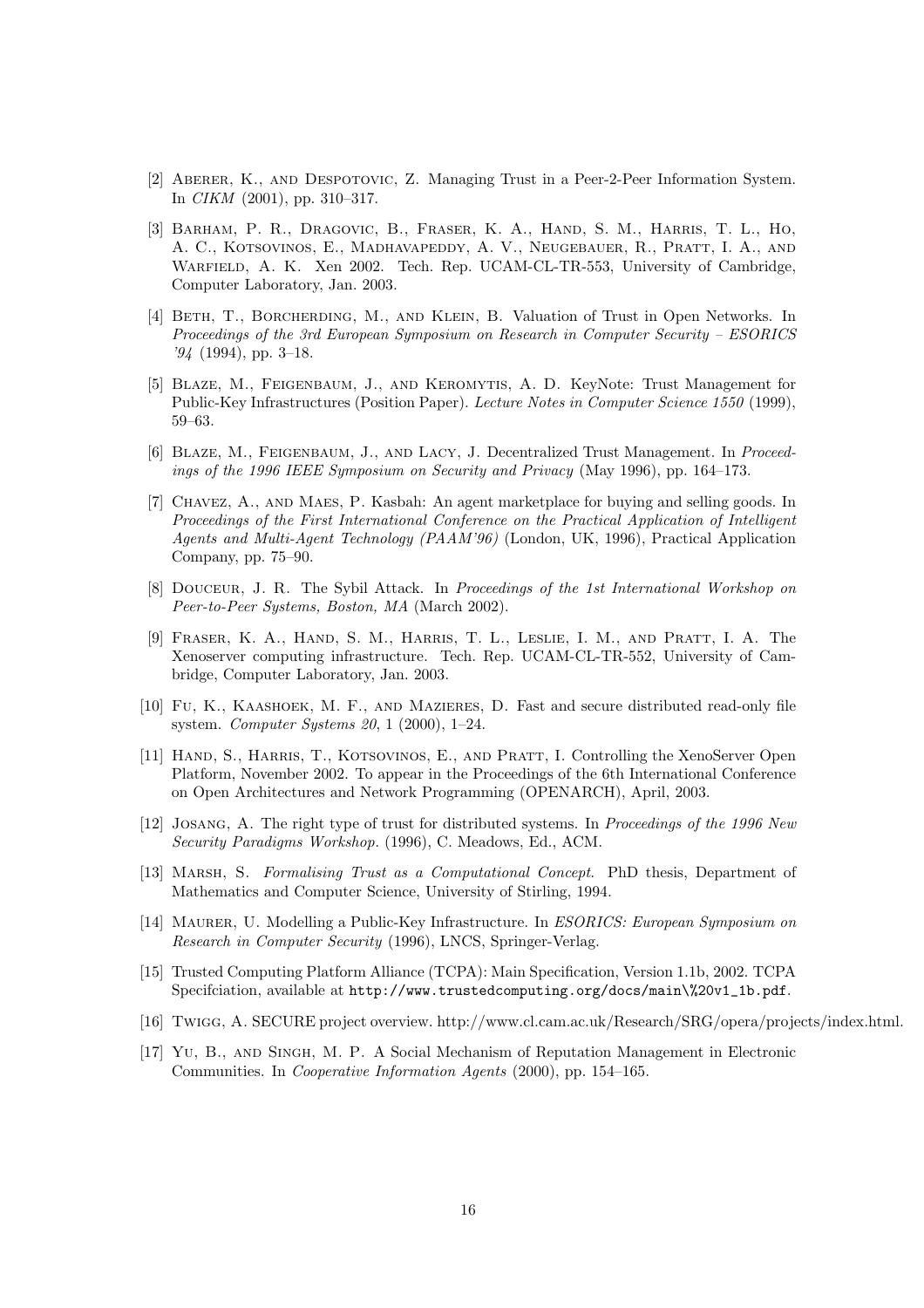[2] Aberer, K., and Despotovic, Z. Managing Trust in a Peer-2-Peer Information System. In *CIKM* (2001), pp. 310–317.

[3] Barham, P. R., Dragovic, B., Fraser, K. A., Hand, S. M., Harris, T. L., Ho, A. C., Kotsovinos, E., Madhavapeddy, A. V., Neugebauer, R., Pratt, I. A., and Warfield, A. K. Xen 2002. Tech. Rep. UCAM-CL-TR-553, University of Cambridge, Computer Laboratory, Jan. 2003.

[4] Beth, T., Borcherding, M., and Klein, B. Valuation of Trust in Open Networks. In *Proceedings of the 3rd European Symposium on Research in Computer Security – ESORICS '94* (1994), pp. 3–18.

[5] Blaze, M., Feigenbaum, J., and Keromytis, A. D. KeyNote: Trust Management for Public-Key Infrastructures (Position Paper). *Lecture Notes in Computer Science 1550* (1999), 59–63.

[6] Blaze, M., Feigenbaum, J., and Lacy, J. Decentralized Trust Management. In *Proceedings of the 1996 IEEE Symposium on Security and Privacy* (May 1996), pp. 164–173.

[7] Chavez, A., and Maes, P. Kasbah: An agent marketplace for buying and selling goods. In *Proceedings of the First International Conference on the Practical Application of Intelligent Agents and Multi-Agent Technology (PAAM'96)* (London, UK, 1996), Practical Application Company, pp. 75–90.

[8] Douceur, J. R. The Sybil Attack. In *Proceedings of the 1st International Workshop on Peer-to-Peer Systems, Boston, MA* (March 2002).

[9] Fraser, K. A., Hand, S. M., Harris, T. L., Leslie, I. M., and Pratt, I. A. The Xenoserver computing infrastructure. Tech. Rep. UCAM-CL-TR-552, University of Cambridge, Computer Laboratory, Jan. 2003.

[10] Fu, K., Kaashoek, M. F., and Mazieres, D. Fast and secure distributed read-only file system. *Computer Systems 20*, 1 (2000), 1–24.

[11] Hand, S., Harris, T., Kotsovinos, E., and Pratt, I. Controlling the XenoServer Open Platform, November 2002. To appear in the Proceedings of the 6th International Conference on Open Architectures and Network Programming (OPENARCH), April, 2003.

[12] Josang, A. The right type of trust for distributed systems. In *Proceedings of the 1996 New Security Paradigms Workshop.* (1996), C. Meadows, Ed., ACM.

[13] Marsh, S. *Formalising Trust as a Computational Concept*. PhD thesis, Department of Mathematics and Computer Science, University of Stirling, 1994.

[14] Maurer, U. Modelling a Public-Key Infrastructure. In *ESORICS: European Symposium on Research in Computer Security* (1996), LNCS, Springer-Verlag.

[15] Trusted Computing Platform Alliance (TCPA): Main Specification, Version 1.1b, 2002. TCPA Specifciation, available at `http://www.trustedcomputing.org/docs/main\%20v1_1b.pdf`.

[16] Twigg, A. SECURE project overview. http://www.cl.cam.ac.uk/Research/SRG/opera/projects/index.html.

[17] Yu, B., and Singh, M. P. A Social Mechanism of Reputation Management in Electronic Communities. In *Cooperative Information Agents* (2000), pp. 154–165.